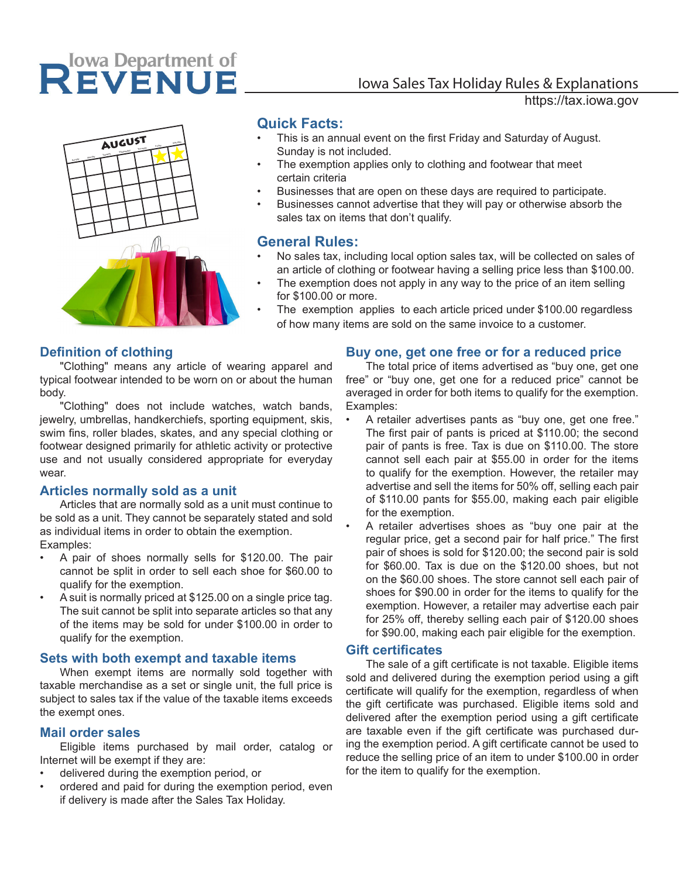# Iowa Department of REVENUE

## Iowa Sales Tax Holiday Rules & Explanations

https://tax.iowa.gov

## Quick Facts:

- This is an annual event on the first Friday and Saturday of August. Sunday is not included.
- The exemption applies only to clothing and footwear that meet certain criteria
- Businesses that are open on these days are required to participate.
- Businesses cannot advertise that they will pay or otherwise absorb the sales tax on items that don't qualify.

## General Rules:

- No sales tax, including local option sales tax, will be collected on sales of an article of clothing or footwear having a selling price less than $100.00.
- The exemption does not apply in any way to the price of an item selling for $100.00 or more.
- The exemption applies to each article priced under $100.00 regardless of how many items are sold on the same invoice to a customer.

### Definition of clothing

"Clothing" means any article of wearing apparel and typical footwear intended to be worn on or about the human body.

"Clothing" does not include watches, watch bands, jewelry, umbrellas, handkerchiefs, sporting equipment, skis, swim fins, roller blades, skates, and any special clothing or footwear designed primarily for athletic activity or protective use and not usually considered appropriate for everyday wear.

### Articles normally sold as a unit

Articles that are normally sold as a unit must continue to be sold as a unit. They cannot be separately stated and sold as individual items in order to obtain the exemption.

Examples:

- A pair of shoes normally sells for $120.00. The pair cannot be split in order to sell each shoe for $60.00 to qualify for the exemption.
- A suit is normally priced at $125.00 on a single price tag. The suit cannot be split into separate articles so that any of the items may be sold for under $100.00 in order to qualify for the exemption.

### Sets with both exempt and taxable items

When exempt items are normally sold together with taxable merchandise as a set or single unit, the full price is subject to sales tax if the value of the taxable items exceeds the exempt ones.

### Mail order sales

Eligible items purchased by mail order, catalog or Internet will be exempt if they are:

- delivered during the exemption period, or
- ordered and paid for during the exemption period, even if delivery is made after the Sales Tax Holiday.

### Buy one, get one free or for a reduced price

The total price of items advertised as "buy one, get one free" or "buy one, get one for a reduced price" cannot be averaged in order for both items to qualify for the exemption.

Examples:

- A retailer advertises pants as "buy one, get one free." The first pair of pants is priced at $110.00; the second pair of pants is free. Tax is due on $110.00. The store cannot sell each pair at $55.00 in order for the items to qualify for the exemption. However, the retailer may advertise and sell the items for 50% off, selling each pair of $110.00 pants for $55.00, making each pair eligible for the exemption.
- A retailer advertises shoes as "buy one pair at the regular price, get a second pair for half price." The first pair of shoes is sold for $120.00; the second pair is sold for $60.00. Tax is due on the $120.00 shoes, but not on the $60.00 shoes. The store cannot sell each pair of shoes for $90.00 in order for the items to qualify for the exemption. However, a retailer may advertise each pair for 25% off, thereby selling each pair of $120.00 shoes for $90.00, making each pair eligible for the exemption.

### Gift certificates

The sale of a gift certificate is not taxable. Eligible items sold and delivered during the exemption period using a gift certificate will qualify for the exemption, regardless of when the gift certificate was purchased. Eligible items sold and delivered after the exemption period using a gift certificate are taxable even if the gift certificate was purchased during the exemption period. A gift certificate cannot be used to reduce the selling price of an item to under $100.00 in order for the item to qualify for the exemption.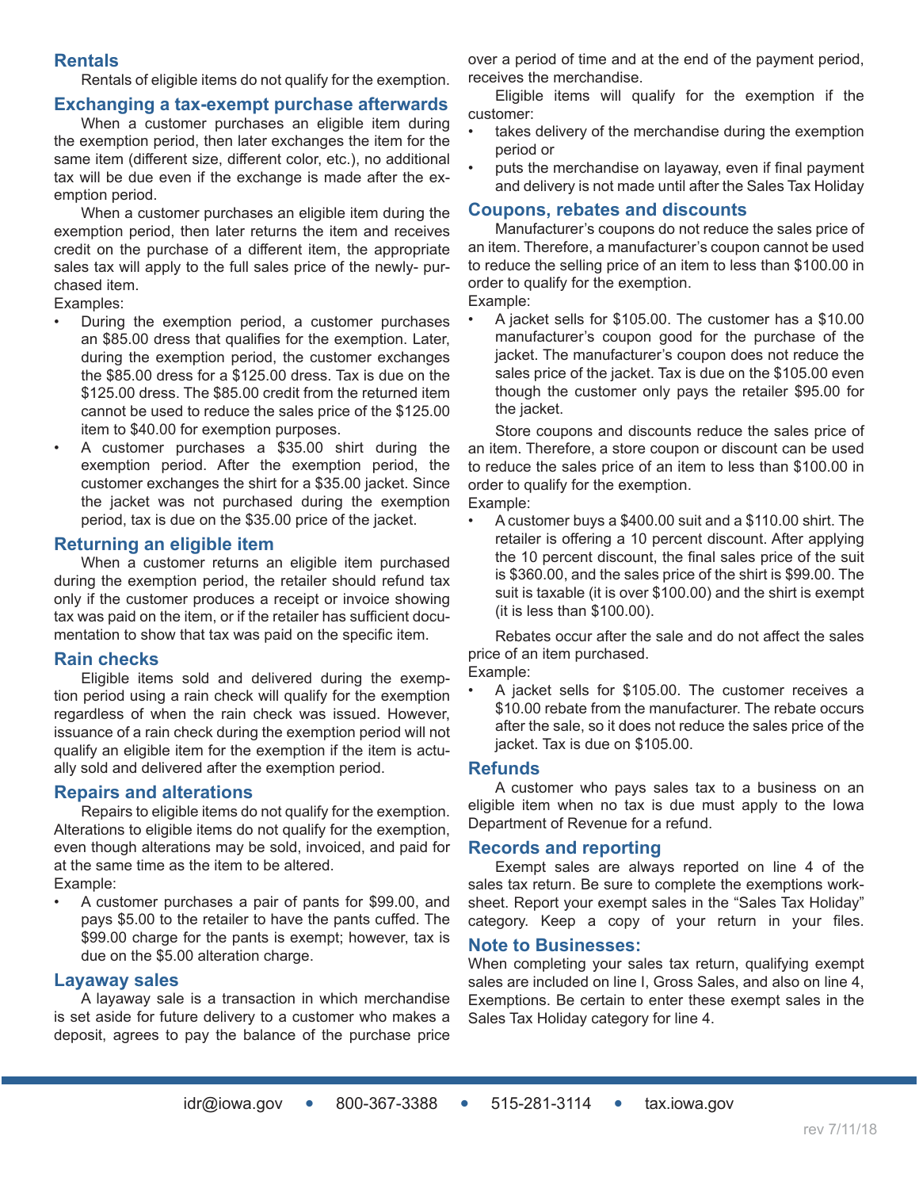## Rentals

Rentals of eligible items do not qualify for the exemption.

## Exchanging a tax-exempt purchase afterwards

When a customer purchases an eligible item during the exemption period, then later exchanges the item for the same item (different size, different color, etc.), no additional tax will be due even if the exchange is made after the exemption period.

When a customer purchases an eligible item during the exemption period, then later returns the item and receives credit on the purchase of a different item, the appropriate sales tax will apply to the full sales price of the newly- purchased item.

Examples:

- During the exemption period, a customer purchases an $85.00 dress that qualifies for the exemption. Later, during the exemption period, the customer exchanges the $85.00 dress for a $125.00 dress. Tax is due on the $125.00 dress. The $85.00 credit from the returned item cannot be used to reduce the sales price of the $125.00 item to $40.00 for exemption purposes.
- A customer purchases a $35.00 shirt during the exemption period. After the exemption period, the customer exchanges the shirt for a $35.00 jacket. Since the jacket was not purchased during the exemption period, tax is due on the $35.00 price of the jacket.

## Returning an eligible item

When a customer returns an eligible item purchased during the exemption period, the retailer should refund tax only if the customer produces a receipt or invoice showing tax was paid on the item, or if the retailer has sufficient documentation to show that tax was paid on the specific item.

## Rain checks

Eligible items sold and delivered during the exemption period using a rain check will qualify for the exemption regardless of when the rain check was issued. However, issuance of a rain check during the exemption period will not qualify an eligible item for the exemption if the item is actually sold and delivered after the exemption period.

## Repairs and alterations

Repairs to eligible items do not qualify for the exemption. Alterations to eligible items do not qualify for the exemption, even though alterations may be sold, invoiced, and paid for at the same time as the item to be altered.

Example:

- A customer purchases a pair of pants for $99.00, and pays $5.00 to the retailer to have the pants cuffed. The $99.00 charge for the pants is exempt; however, tax is due on the $5.00 alteration charge.

## Layaway sales

A layaway sale is a transaction in which merchandise is set aside for future delivery to a customer who makes a deposit, agrees to pay the balance of the purchase price over a period of time and at the end of the payment period, receives the merchandise.

Eligible items will qualify for the exemption if the customer:

- takes delivery of the merchandise during the exemption period or
- puts the merchandise on layaway, even if final payment and delivery is not made until after the Sales Tax Holiday

## Coupons, rebates and discounts

Manufacturer's coupons do not reduce the sales price of an item. Therefore, a manufacturer's coupon cannot be used to reduce the selling price of an item to less than $100.00 in order to qualify for the exemption.

Example:

- A jacket sells for $105.00. The customer has a $10.00 manufacturer's coupon good for the purchase of the jacket. The manufacturer's coupon does not reduce the sales price of the jacket. Tax is due on the $105.00 even though the customer only pays the retailer $95.00 for the jacket.

Store coupons and discounts reduce the sales price of an item. Therefore, a store coupon or discount can be used to reduce the sales price of an item to less than $100.00 in order to qualify for the exemption.

Example:

- A customer buys a $400.00 suit and a $110.00 shirt. The retailer is offering a 10 percent discount. After applying the 10 percent discount, the final sales price of the suit is $360.00, and the sales price of the shirt is $99.00. The suit is taxable (it is over $100.00) and the shirt is exempt (it is less than $100.00).

Rebates occur after the sale and do not affect the sales price of an item purchased.

Example:

- A jacket sells for $105.00. The customer receives a $10.00 rebate from the manufacturer. The rebate occurs after the sale, so it does not reduce the sales price of the jacket. Tax is due on $105.00.

## Refunds

A customer who pays sales tax to a business on an eligible item when no tax is due must apply to the Iowa Department of Revenue for a refund.

## Records and reporting

Exempt sales are always reported on line 4 of the sales tax return. Be sure to complete the exemptions worksheet. Report your exempt sales in the "Sales Tax Holiday" category. Keep a copy of your return in your files.

## Note to Businesses:

When completing your sales tax return, qualifying exempt sales are included on line l, Gross Sales, and also on line 4, Exemptions. Be certain to enter these exempt sales in the Sales Tax Holiday category for line 4.

idr@iowa.gov • 800-367-3388 • 515-281-3114 • tax.iowa.gov

rev 7/11/18